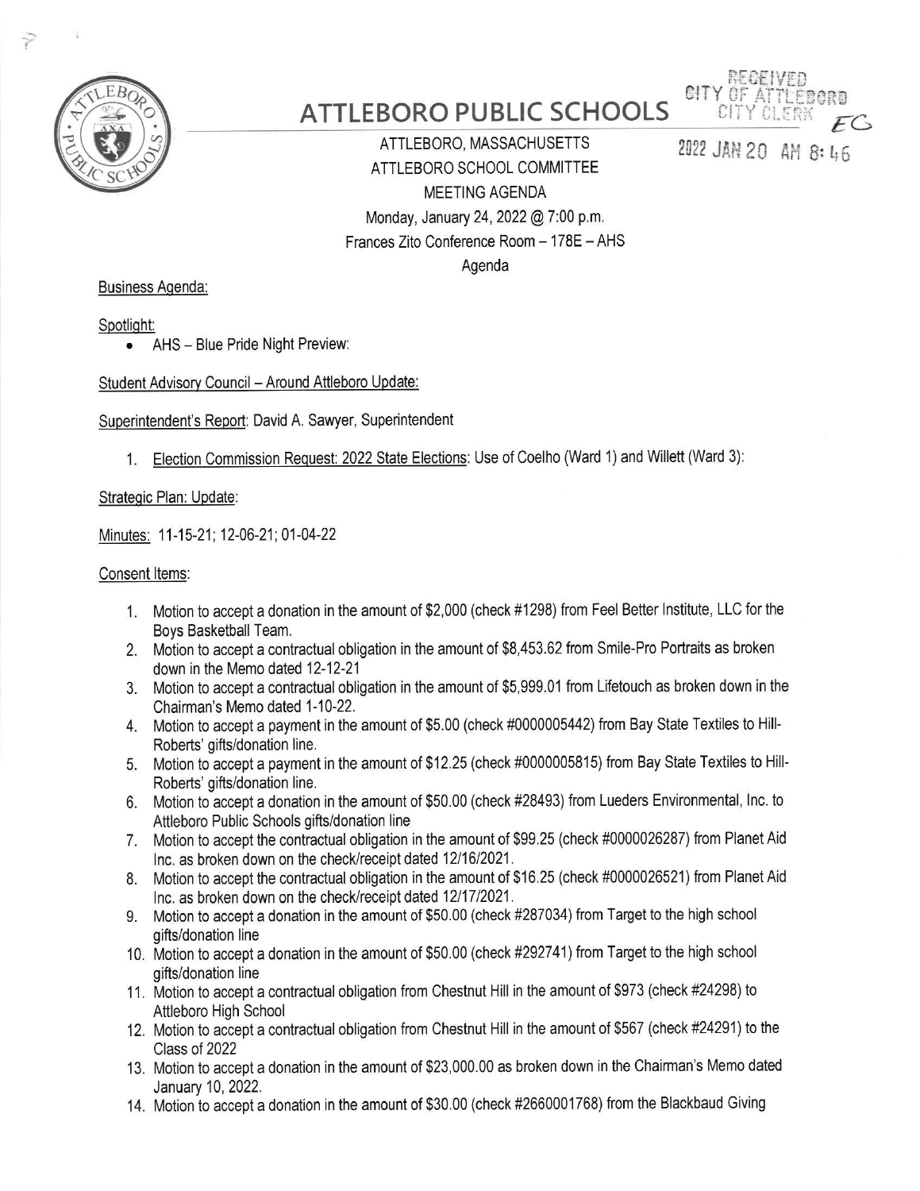# ATTLEBORO PUBLIC SCHOOLS

RECEIVED
CITY OF ATTLEBORO
CITY CLERK EG

2022 JAN 20 AM 8:46

ATTLEBORO, MASSACHUSETTS
ATTLEBORO SCHOOL COMMITTEE
MEETING AGENDA
Monday, January 24, 2022 @ 7:00 p.m.
Frances Zito Conference Room – 178E – AHS
Agenda

Business Agenda:

Spotlight:

- AHS – Blue Pride Night Preview:

Student Advisory Council – Around Attleboro Update:

Superintendent's Report: David A. Sawyer, Superintendent

1. Election Commission Request: 2022 State Elections: Use of Coelho (Ward 1) and Willett (Ward 3):

Strategic Plan: Update:

Minutes: 11-15-21; 12-06-21; 01-04-22

Consent Items:

1. Motion to accept a donation in the amount of $2,000 (check #1298) from Feel Better Institute, LLC for the Boys Basketball Team.
2. Motion to accept a contractual obligation in the amount of $8,453.62 from Smile-Pro Portraits as broken down in the Memo dated 12-12-21
3. Motion to accept a contractual obligation in the amount of $5,999.01 from Lifetouch as broken down in the Chairman's Memo dated 1-10-22.
4. Motion to accept a payment in the amount of $5.00 (check #0000005442) from Bay State Textiles to Hill-Roberts' gifts/donation line.
5. Motion to accept a payment in the amount of $12.25 (check #0000005815) from Bay State Textiles to Hill-Roberts' gifts/donation line.
6. Motion to accept a donation in the amount of $50.00 (check #28493) from Lueders Environmental, Inc. to Attleboro Public Schools gifts/donation line
7. Motion to accept the contractual obligation in the amount of $99.25 (check #0000026287) from Planet Aid Inc. as broken down on the check/receipt dated 12/16/2021.
8. Motion to accept the contractual obligation in the amount of $16.25 (check #0000026521) from Planet Aid Inc. as broken down on the check/receipt dated 12/17/2021.
9. Motion to accept a donation in the amount of $50.00 (check #287034) from Target to the high school gifts/donation line
10. Motion to accept a donation in the amount of $50.00 (check #292741) from Target to the high school gifts/donation line
11. Motion to accept a contractual obligation from Chestnut Hill in the amount of $973 (check #24298) to Attleboro High School
12. Motion to accept a contractual obligation from Chestnut Hill in the amount of $567 (check #24291) to the Class of 2022
13. Motion to accept a donation in the amount of $23,000.00 as broken down in the Chairman's Memo dated January 10, 2022.
14. Motion to accept a donation in the amount of $30.00 (check #2660001768) from the Blackbaud Giving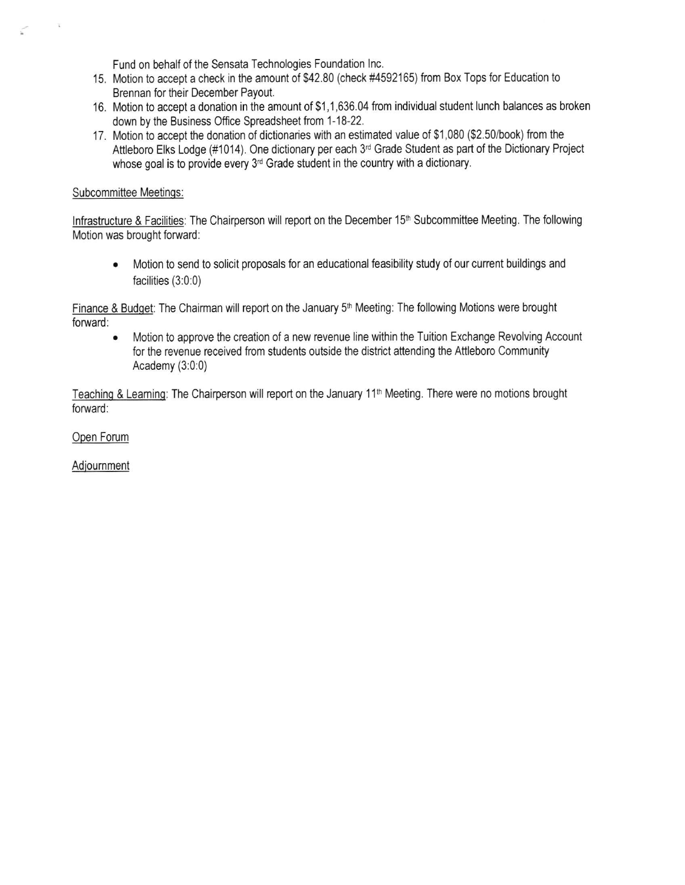Fund on behalf of the Sensata Technologies Foundation Inc.

15. Motion to accept a check in the amount of $42.80 (check #4592165) from Box Tops for Education to Brennan for their December Payout.
16. Motion to accept a donation in the amount of $1,1,636.04 from individual student lunch balances as broken down by the Business Office Spreadsheet from 1-18-22.
17. Motion to accept the donation of dictionaries with an estimated value of $1,080 ($2.50/book) from the Attleboro Elks Lodge (#1014). One dictionary per each 3rd Grade Student as part of the Dictionary Project whose goal is to provide every 3rd Grade student in the country with a dictionary.

Subcommittee Meetings:

Infrastructure & Facilities: The Chairperson will report on the December 15th Subcommittee Meeting. The following Motion was brought forward:

- Motion to send to solicit proposals for an educational feasibility study of our current buildings and facilities (3:0:0)

Finance & Budget: The Chairman will report on the January 5th Meeting: The following Motions were brought forward:

- Motion to approve the creation of a new revenue line within the Tuition Exchange Revolving Account for the revenue received from students outside the district attending the Attleboro Community Academy (3:0:0)

Teaching & Learning: The Chairperson will report on the January 11th Meeting. There were no motions brought forward:

Open Forum

Adjournment